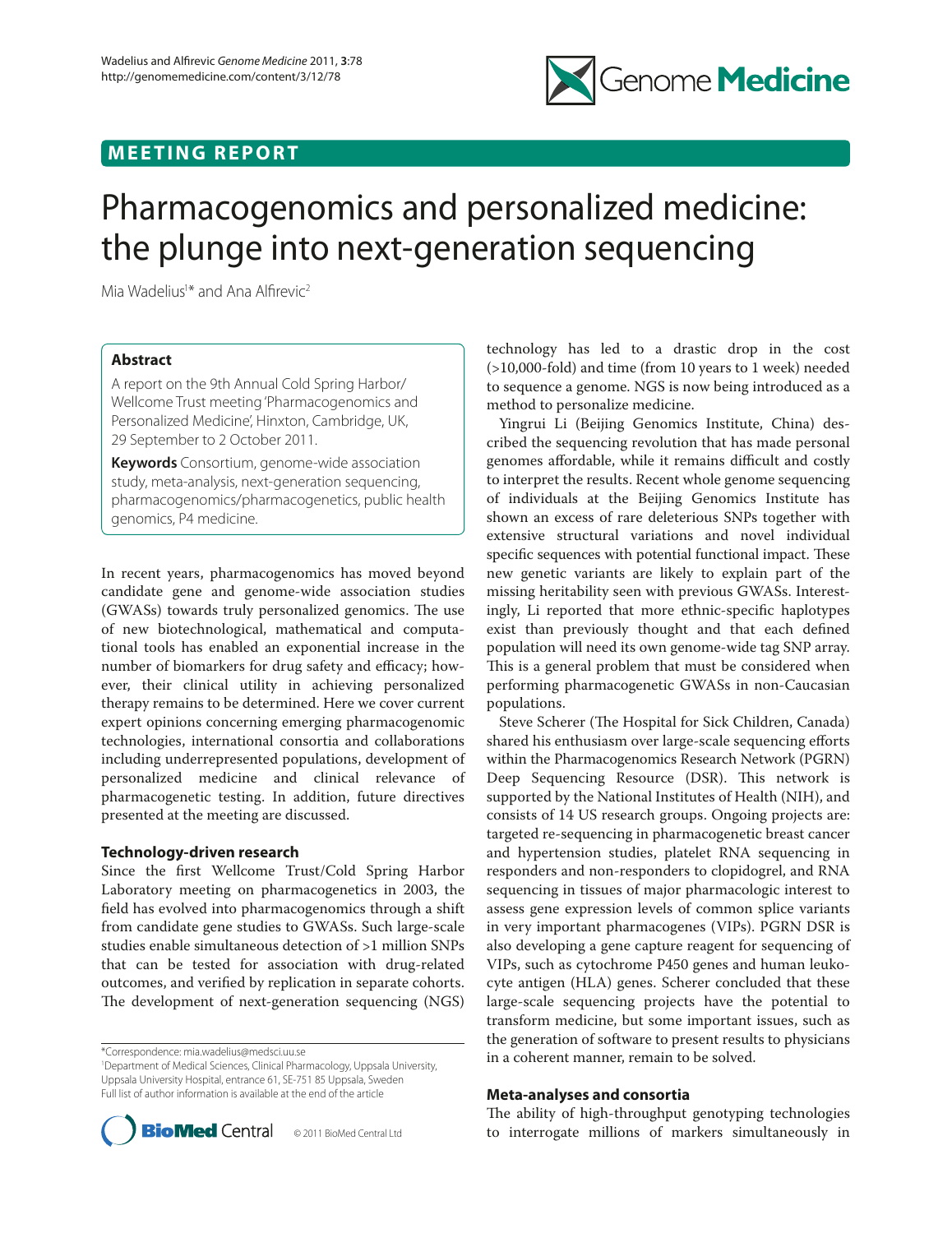## MEETING REPORT

# Pharmacogenomics and personalized medicine: the plunge into next-generation sequencing

Mia Wadelius[1]* and Ana Alfirevic[2]

### Abstract

A report on the 9th Annual Cold Spring Harbor/Wellcome Trust meeting 'Pharmacogenomics and Personalized Medicine', Hinxton, Cambridge, UK, 29 September to 2 October 2011.

**Keywords** Consortium, genome-wide association study, meta-analysis, next-generation sequencing, pharmacogenomics/pharmacogenetics, public health genomics, P4 medicine.

In recent years, pharmacogenomics has moved beyond candidate gene and genome-wide association studies (GWASs) towards truly personalized genomics. The use of new biotechnological, mathematical and computational tools has enabled an exponential increase in the number of biomarkers for drug safety and efficacy; however, their clinical utility in achieving personalized therapy remains to be determined. Here we cover current expert opinions concerning emerging pharmacogenomic technologies, international consortia and collaborations including underrepresented populations, development of personalized medicine and clinical relevance of pharmacogenetic testing. In addition, future directives presented at the meeting are discussed.

### Technology-driven research

Since the first Wellcome Trust/Cold Spring Harbor Laboratory meeting on pharmacogenetics in 2003, the field has evolved into pharmacogenomics through a shift from candidate gene studies to GWASs. Such large-scale studies enable simultaneous detection of >1 million SNPs that can be tested for association with drug-related outcomes, and verified by replication in separate cohorts. The development of next-generation sequencing (NGS) technology has led to a drastic drop in the cost (>10,000-fold) and time (from 10 years to 1 week) needed to sequence a genome. NGS is now being introduced as a method to personalize medicine.

Yingrui Li (Beijing Genomics Institute, China) described the sequencing revolution that has made personal genomes affordable, while it remains difficult and costly to interpret the results. Recent whole genome sequencing of individuals at the Beijing Genomics Institute has shown an excess of rare deleterious SNPs together with extensive structural variations and novel individual specific sequences with potential functional impact. These new genetic variants are likely to explain part of the missing heritability seen with previous GWASs. Interestingly, Li reported that more ethnic-specific haplotypes exist than previously thought and that each defined population will need its own genome-wide tag SNP array. This is a general problem that must be considered when performing pharmacogenetic GWASs in non-Caucasian populations.

Steve Scherer (The Hospital for Sick Children, Canada) shared his enthusiasm over large-scale sequencing efforts within the Pharmacogenomics Research Network (PGRN) Deep Sequencing Resource (DSR). This network is supported by the National Institutes of Health (NIH), and consists of 14 US research groups. Ongoing projects are: targeted re-sequencing in pharmacogenetic breast cancer and hypertension studies, platelet RNA sequencing in responders and non-responders to clopidogrel, and RNA sequencing in tissues of major pharmacologic interest to assess gene expression levels of common splice variants in very important pharmacogenes (VIPs). PGRN DSR is also developing a gene capture reagent for sequencing of VIPs, such as cytochrome P450 genes and human leukocyte antigen (HLA) genes. Scherer concluded that these large-scale sequencing projects have the potential to transform medicine, but some important issues, such as the generation of software to present results to physicians in a coherent manner, remain to be solved.

### Meta-analyses and consortia

The ability of high-throughput genotyping technologies to interrogate millions of markers simultaneously in

*Correspondence: mia.wadelius@medsci.uu.se
[1]Department of Medical Sciences, Clinical Pharmacology, Uppsala University, Uppsala University Hospital, entrance 61, SE-751 85 Uppsala, Sweden
Full list of author information is available at the end of the article

© 2011 BioMed Central Ltd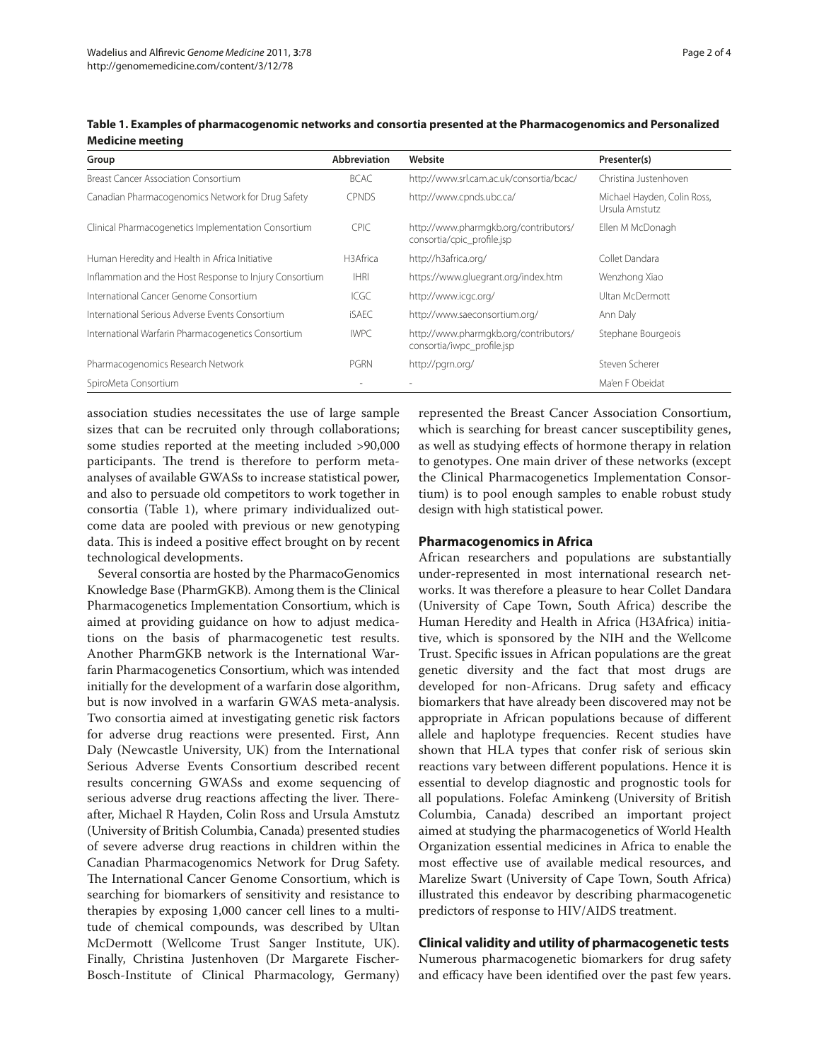**Table 1. Examples of pharmacogenomic networks and consortia presented at the Pharmacogenomics and Personalized Medicine meeting**

| Group | Abbreviation | Website | Presenter(s) |
|---|---|---|---|
| Breast Cancer Association Consortium | BCAC | http://www.srl.cam.ac.uk/consortia/bcac/ | Christina Justenhoven |
| Canadian Pharmacogenomics Network for Drug Safety | CPNDS | http://www.cpnds.ubc.ca/ | Michael Hayden, Colin Ross, Ursula Amstutz |
| Clinical Pharmacogenetics Implementation Consortium | CPIC | http://www.pharmgkb.org/contributors/consortia/cpic_profile.jsp | Ellen M McDonagh |
| Human Heredity and Health in Africa Initiative | H3Africa | http://h3africa.org/ | Collet Dandara |
| Inflammation and the Host Response to Injury Consortium | IHRI | https://www.gluegrant.org/index.htm | Wenzhong Xiao |
| International Cancer Genome Consortium | ICGC | http://www.icgc.org/ | Ultan McDermott |
| International Serious Adverse Events Consortium | iSAEC | http://www.saeconsortium.org/ | Ann Daly |
| International Warfarin Pharmacogenetics Consortium | IWPC | http://www.pharmgkb.org/contributors/consortia/iwpc_profile.jsp | Stephane Bourgeois |
| Pharmacogenomics Research Network | PGRN | http://pgrn.org/ | Steven Scherer |
| SpiroMeta Consortium | - | - | Ma'en F Obeidat |

association studies necessitates the use of large sample sizes that can be recruited only through collaborations; some studies reported at the meeting included >90,000 participants. The trend is therefore to perform meta-analyses of available GWASs to increase statistical power, and also to persuade old competitors to work together in consortia (Table 1), where primary individualized outcome data are pooled with previous or new genotyping data. This is indeed a positive effect brought on by recent technological developments.

Several consortia are hosted by the PharmacoGenomics Knowledge Base (PharmGKB). Among them is the Clinical Pharmacogenetics Implementation Consortium, which is aimed at providing guidance on how to adjust medications on the basis of pharmacogenetic test results. Another PharmGKB network is the International Warfarin Pharmacogenetics Consortium, which was intended initially for the development of a warfarin dose algorithm, but is now involved in a warfarin GWAS meta-analysis. Two consortia aimed at investigating genetic risk factors for adverse drug reactions were presented. First, Ann Daly (Newcastle University, UK) from the International Serious Adverse Events Consortium described recent results concerning GWASs and exome sequencing of serious adverse drug reactions affecting the liver. Thereafter, Michael R Hayden, Colin Ross and Ursula Amstutz (University of British Columbia, Canada) presented studies of severe adverse drug reactions in children within the Canadian Pharmacogenomics Network for Drug Safety. The International Cancer Genome Consortium, which is searching for biomarkers of sensitivity and resistance to therapies by exposing 1,000 cancer cell lines to a multitude of chemical compounds, was described by Ultan McDermott (Wellcome Trust Sanger Institute, UK). Finally, Christina Justenhoven (Dr Margarete Fischer-Bosch-Institute of Clinical Pharmacology, Germany) represented the Breast Cancer Association Consortium, which is searching for breast cancer susceptibility genes, as well as studying effects of hormone therapy in relation to genotypes. One main driver of these networks (except the Clinical Pharmacogenetics Implementation Consortium) is to pool enough samples to enable robust study design with high statistical power.

## Pharmacogenomics in Africa

African researchers and populations are substantially under-represented in most international research networks. It was therefore a pleasure to hear Collet Dandara (University of Cape Town, South Africa) describe the Human Heredity and Health in Africa (H3Africa) initiative, which is sponsored by the NIH and the Wellcome Trust. Specific issues in African populations are the great genetic diversity and the fact that most drugs are developed for non-Africans. Drug safety and efficacy biomarkers that have already been discovered may not be appropriate in African populations because of different allele and haplotype frequencies. Recent studies have shown that HLA types that confer risk of serious skin reactions vary between different populations. Hence it is essential to develop diagnostic and prognostic tools for all populations. Folefac Aminkeng (University of British Columbia, Canada) described an important project aimed at studying the pharmacogenetics of World Health Organization essential medicines in Africa to enable the most effective use of available medical resources, and Marelize Swart (University of Cape Town, South Africa) illustrated this endeavor by describing pharmacogenetic predictors of response to HIV/AIDS treatment.

## Clinical validity and utility of pharmacogenetic tests

Numerous pharmacogenetic biomarkers for drug safety and efficacy have been identified over the past few years.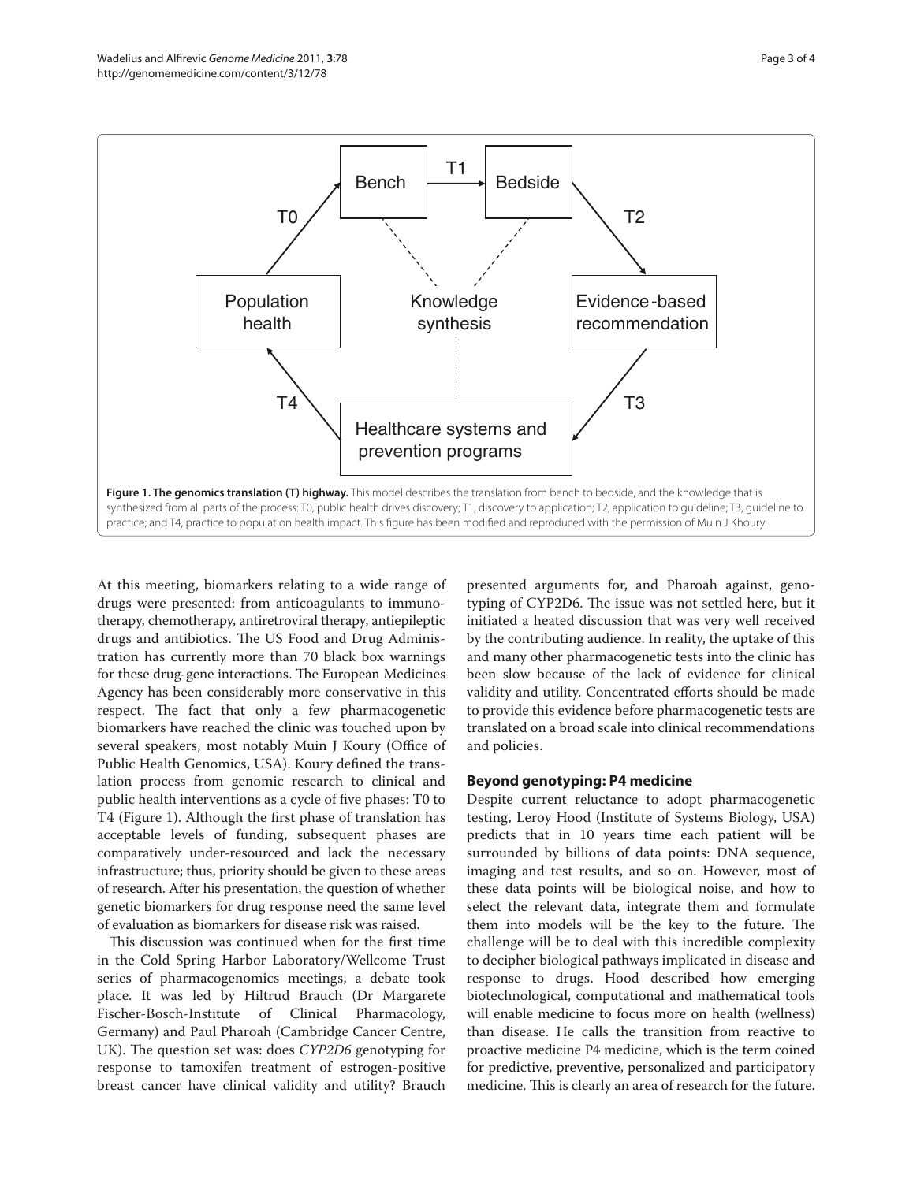Bench

T1

Bedside

T0

T2

Population health

Knowledge synthesis

Evidence-based recommendation

T4

T3

Healthcare systems and prevention programs

**Figure 1. The genomics translation (T) highway.** This model describes the translation from bench to bedside, and the knowledge that is synthesized from all parts of the process: T0, public health drives discovery; T1, discovery to application; T2, application to guideline; T3, guideline to practice; and T4, practice to population health impact. This figure has been modified and reproduced with the permission of Muin J Khoury.

At this meeting, biomarkers relating to a wide range of drugs were presented: from anticoagulants to immunotherapy, chemotherapy, antiretroviral therapy, antiepileptic drugs and antibiotics. The US Food and Drug Administration has currently more than 70 black box warnings for these drug-gene interactions. The European Medicines Agency has been considerably more conservative in this respect. The fact that only a few pharmacogenetic biomarkers have reached the clinic was touched upon by several speakers, most notably Muin J Koury (Office of Public Health Genomics, USA). Koury defined the translation process from genomic research to clinical and public health interventions as a cycle of five phases: T0 to T4 (Figure 1). Although the first phase of translation has acceptable levels of funding, subsequent phases are comparatively under-resourced and lack the necessary infrastructure; thus, priority should be given to these areas of research. After his presentation, the question of whether genetic biomarkers for drug response need the same level of evaluation as biomarkers for disease risk was raised.

This discussion was continued when for the first time in the Cold Spring Harbor Laboratory/Wellcome Trust series of pharmacogenomics meetings, a debate took place. It was led by Hiltrud Brauch (Dr Margarete Fischer-Bosch-Institute of Clinical Pharmacology, Germany) and Paul Pharoah (Cambridge Cancer Centre, UK). The question set was: does *CYP2D6* genotyping for response to tamoxifen treatment of estrogen-positive breast cancer have clinical validity and utility? Brauch presented arguments for, and Pharoah against, genotyping of CYP2D6. The issue was not settled here, but it initiated a heated discussion that was very well received by the contributing audience. In reality, the uptake of this and many other pharmacogenetic tests into the clinic has been slow because of the lack of evidence for clinical validity and utility. Concentrated efforts should be made to provide this evidence before pharmacogenetic tests are translated on a broad scale into clinical recommendations and policies.

## Beyond genotyping: P4 medicine

Despite current reluctance to adopt pharmacogenetic testing, Leroy Hood (Institute of Systems Biology, USA) predicts that in 10 years time each patient will be surrounded by billions of data points: DNA sequence, imaging and test results, and so on. However, most of these data points will be biological noise, and how to select the relevant data, integrate them and formulate them into models will be the key to the future. The challenge will be to deal with this incredible complexity to decipher biological pathways implicated in disease and response to drugs. Hood described how emerging biotechnological, computational and mathematical tools will enable medicine to focus more on health (wellness) than disease. He calls the transition from reactive to proactive medicine P4 medicine, which is the term coined for predictive, preventive, personalized and participatory medicine. This is clearly an area of research for the future.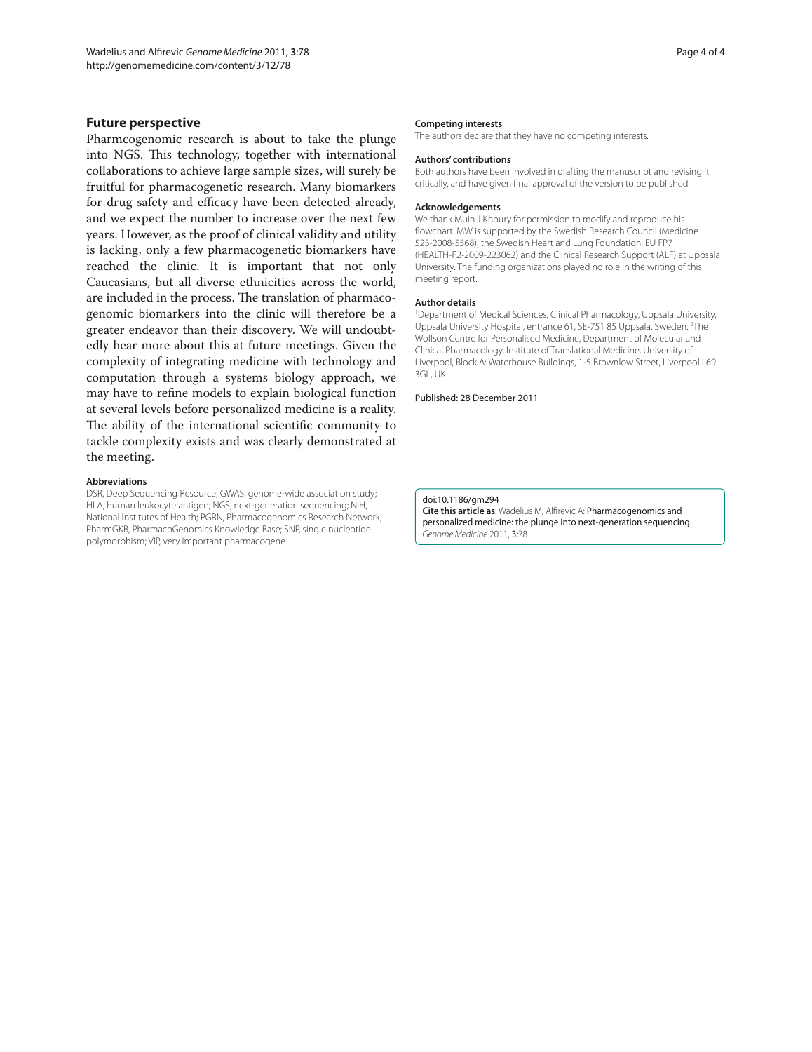## Future perspective

Pharmcogenomic research is about to take the plunge into NGS. This technology, together with international collaborations to achieve large sample sizes, will surely be fruitful for pharmacogenetic research. Many biomarkers for drug safety and efficacy have been detected already, and we expect the number to increase over the next few years. However, as the proof of clinical validity and utility is lacking, only a few pharmacogenetic biomarkers have reached the clinic. It is important that not only Caucasians, but all diverse ethnicities across the world, are included in the process. The translation of pharmacogenomic biomarkers into the clinic will therefore be a greater endeavor than their discovery. We will undoubtedly hear more about this at future meetings. Given the complexity of integrating medicine with technology and computation through a systems biology approach, we may have to refine models to explain biological function at several levels before personalized medicine is a reality. The ability of the international scientific community to tackle complexity exists and was clearly demonstrated at the meeting.

#### Abbreviations

DSR, Deep Sequencing Resource; GWAS, genome-wide association study; HLA, human leukocyte antigen; NGS, next-generation sequencing; NIH, National Institutes of Health; PGRN, Pharmacogenomics Research Network; PharmGKB, PharmacoGenomics Knowledge Base; SNP, single nucleotide polymorphism; VIP, very important pharmacogene.

#### Competing interests

The authors declare that they have no competing interests.

#### Authors' contributions

Both authors have been involved in drafting the manuscript and revising it critically, and have given final approval of the version to be published.

#### Acknowledgements

We thank Muin J Khoury for permission to modify and reproduce his flowchart. MW is supported by the Swedish Research Council (Medicine 523-2008-5568), the Swedish Heart and Lung Foundation, EU FP7 (HEALTH-F2-2009-223062) and the Clinical Research Support (ALF) at Uppsala University. The funding organizations played no role in the writing of this meeting report.

#### Author details

[1]Department of Medical Sciences, Clinical Pharmacology, Uppsala University, Uppsala University Hospital, entrance 61, SE-751 85 Uppsala, Sweden. [2]The Wolfson Centre for Personalised Medicine, Department of Molecular and Clinical Pharmacology, Institute of Translational Medicine, University of Liverpool, Block A: Waterhouse Buildings, 1-5 Brownlow Street, Liverpool L69 3GL, UK.

Published: 28 December 2011

doi:10.1186/gm294

**Cite this article as**: Wadelius M, Alfirevic A: Pharmacogenomics and personalized medicine: the plunge into next-generation sequencing. *Genome Medicine* 2011, **3**:78.